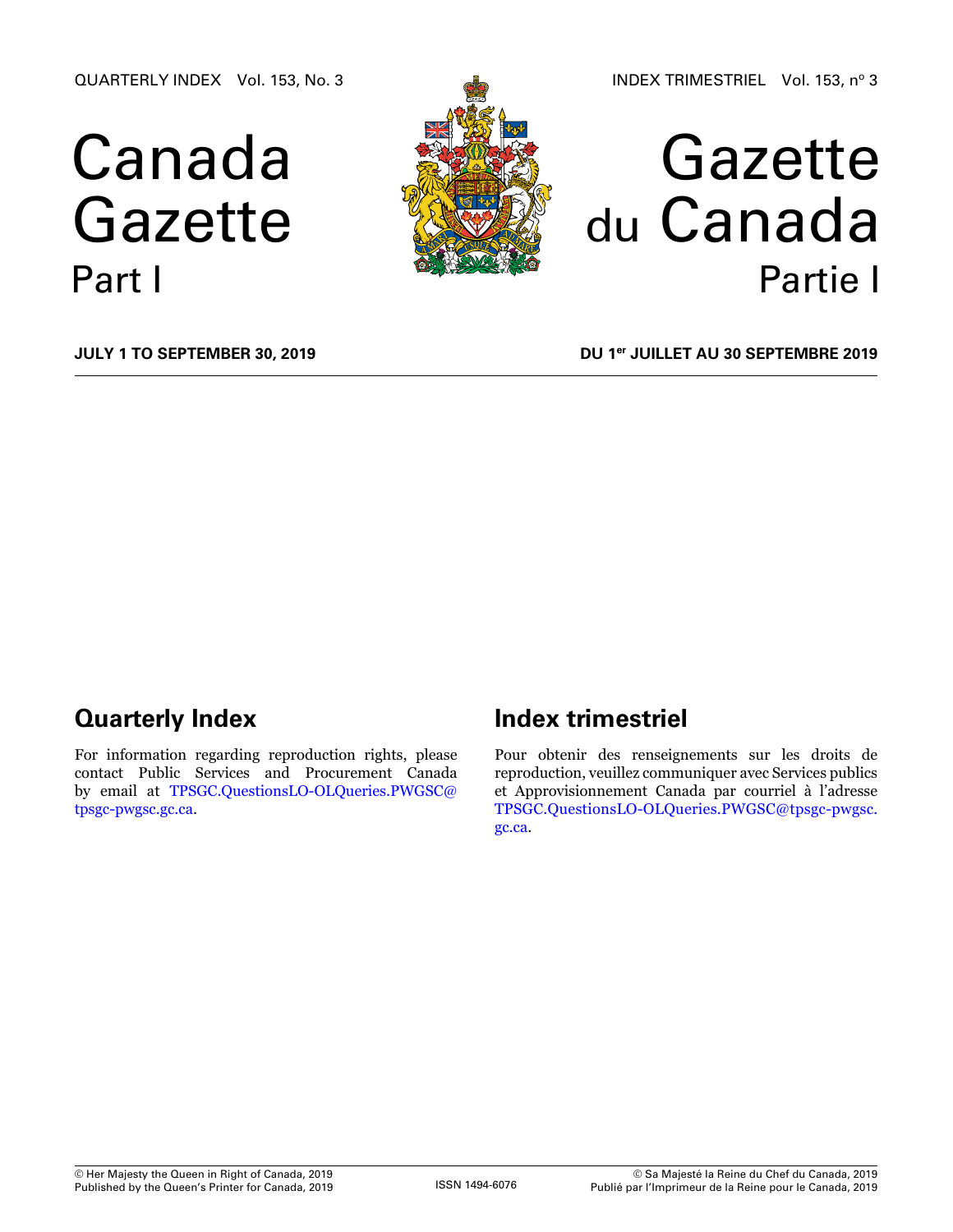QUARTERLY INDEX Vol. 153, No. 3

INDEX TRIMESTRIEL Vol. 153, nº 3

# Canada Gazette Part I

# Gazette du Canada Partie I

**JULY 1 TO SEPTEMBER 30, 2019**

**DU 1er JUILLET AU 30 SEPTEMBRE 2019**

## Quarterly Index

For information regarding reproduction rights, please contact Public Services and Procurement Canada by email at TPSGC.QuestionsLO-OLQueries.PWGSC@tpsgc-pwgsc.gc.ca.

## Index trimestriel

Pour obtenir des renseignements sur les droits de reproduction, veuillez communiquer avec Services publics et Approvisionnement Canada par courriel à l'adresse TPSGC.QuestionsLO-OLQueries.PWGSC@tpsgc-pwgsc.gc.ca.

© Her Majesty the Queen in Right of Canada, 2019
Published by the Queen's Printer for Canada, 2019

ISSN 1494-6076

© Sa Majesté la Reine du Chef du Canada, 2019
Publié par l'Imprimeur de la Reine pour le Canada, 2019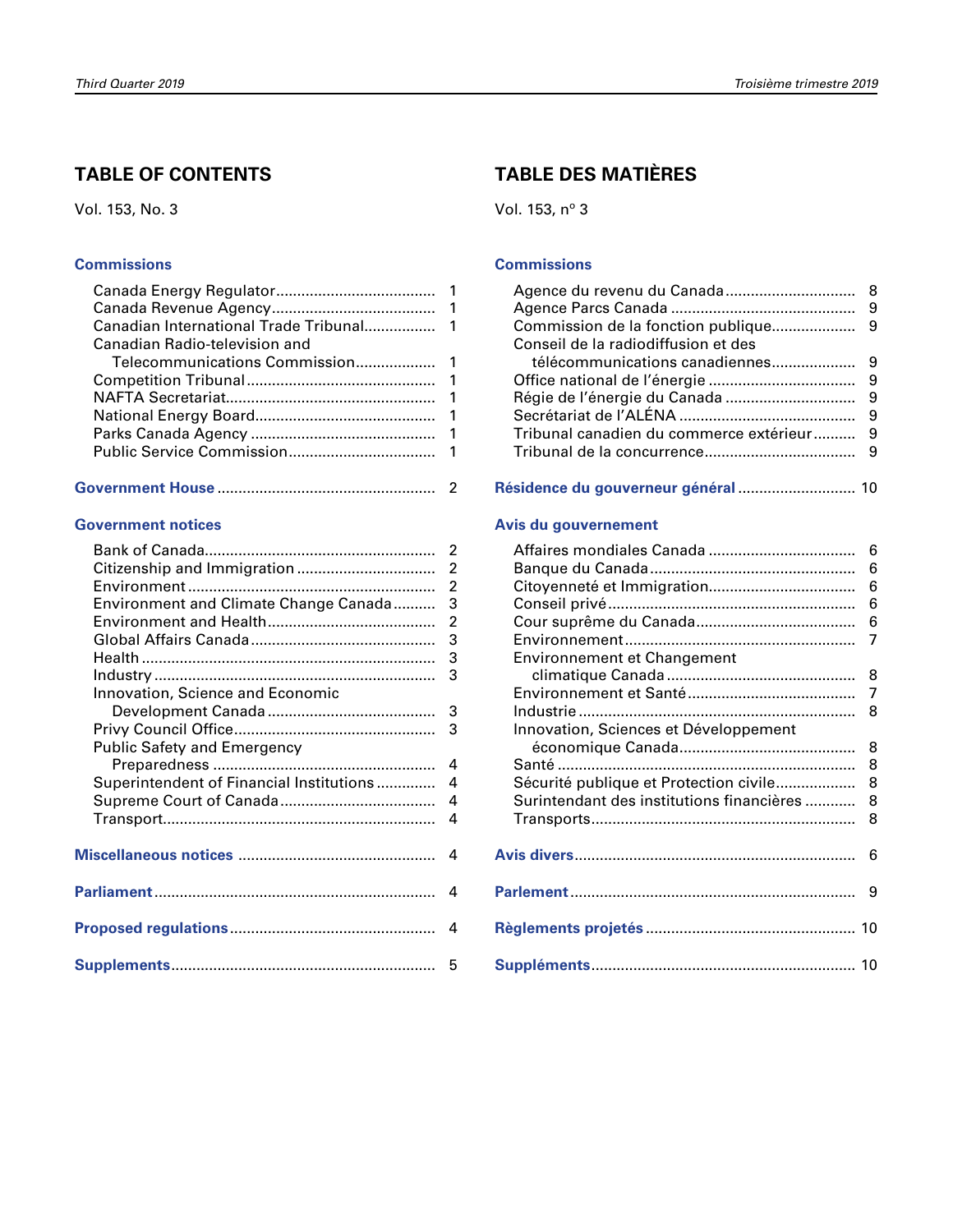## TABLE OF CONTENTS

Vol. 153, No. 3

### Commissions

- Canada Energy Regulator .... 1
- Canada Revenue Agency .... 1
- Canadian International Trade Tribunal .... 1
- Canadian Radio-television and Telecommunications Commission .... 1
- Competition Tribunal .... 1
- NAFTA Secretariat .... 1
- National Energy Board .... 1
- Parks Canada Agency .... 1
- Public Service Commission .... 1

### Government House .... 2

### Government notices

- Bank of Canada .... 2
- Citizenship and Immigration .... 2
- Environment .... 2
- Environment and Climate Change Canada .... 3
- Environment and Health .... 2
- Global Affairs Canada .... 3
- Health .... 3
- Industry .... 3
- Innovation, Science and Economic Development Canada .... 3
- Privy Council Office .... 3
- Public Safety and Emergency Preparedness .... 4
- Superintendent of Financial Institutions .... 4
- Supreme Court of Canada .... 4
- Transport .... 4

### Miscellaneous notices .... 4

### Parliament .... 4

### Proposed regulations .... 4

### Supplements .... 5

## TABLE DES MATIÈRES

Vol. 153, nº 3

### Commissions

- Agence du revenu du Canada .... 8
- Agence Parcs Canada .... 9
- Commission de la fonction publique .... 9
- Conseil de la radiodiffusion et des télécommunications canadiennes .... 9
- Office national de l'énergie .... 9
- Régie de l'énergie du Canada .... 9
- Secrétariat de l'ALÉNA .... 9
- Tribunal canadien du commerce extérieur .... 9
- Tribunal de la concurrence .... 9

### Résidence du gouverneur général .... 10

### Avis du gouvernement

- Affaires mondiales Canada .... 6
- Banque du Canada .... 6
- Citoyenneté et Immigration .... 6
- Conseil privé .... 6
- Cour suprême du Canada .... 6
- Environnement .... 7
- Environnement et Changement climatique Canada .... 8
- Environnement et Santé .... 7
- Industrie .... 8
- Innovation, Sciences et Développement économique Canada .... 8
- Santé .... 8
- Sécurité publique et Protection civile .... 8
- Surintendant des institutions financières .... 8
- Transports .... 8

### Avis divers .... 6

### Parlement .... 9

### Règlements projetés .... 10

### Suppléments .... 10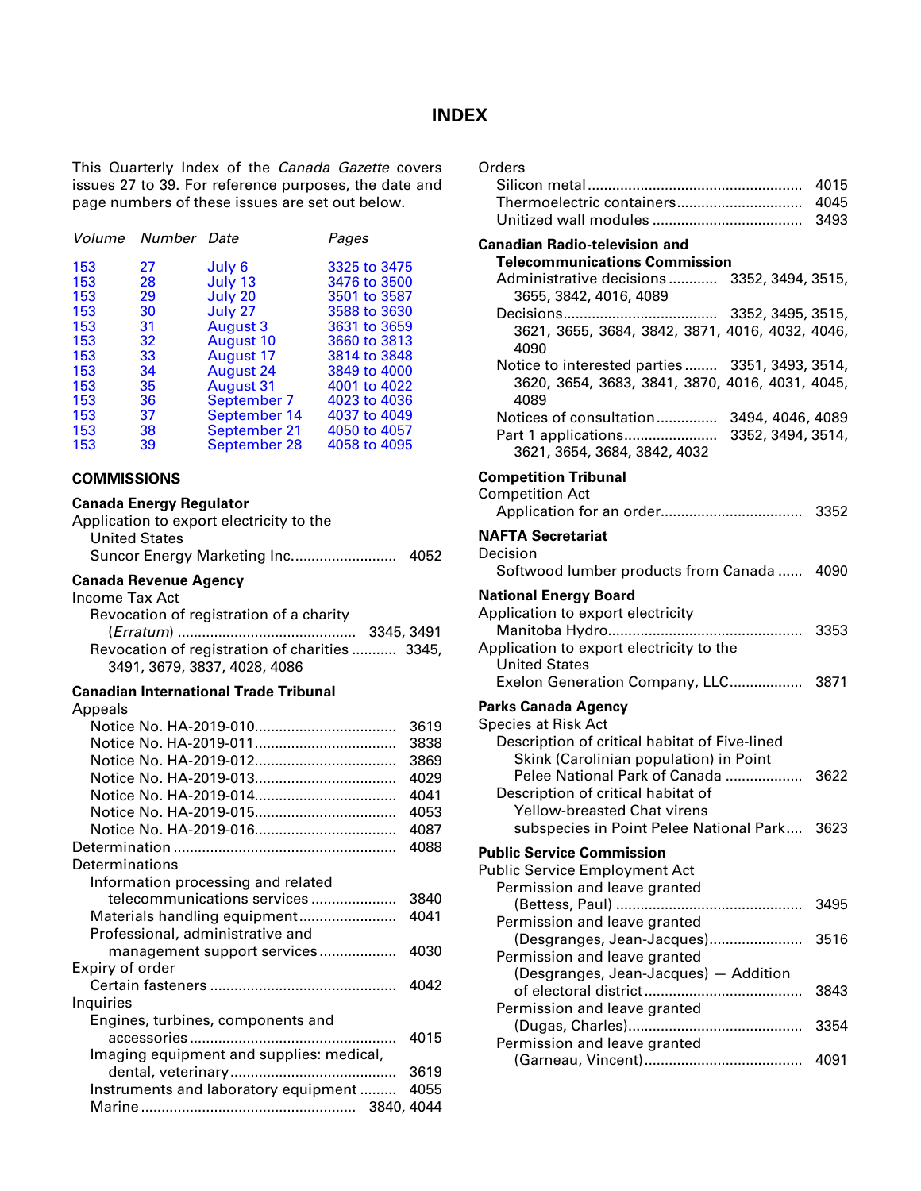# INDEX

This Quarterly Index of the *Canada Gazette* covers issues 27 to 39. For reference purposes, the date and page numbers of these issues are set out below.

| *Volume* | *Number* | *Date* | *Pages* |
|---|---|---|---|
| 153 | 27 | July 6 | 3325 to 3475 |
| 153 | 28 | July 13 | 3476 to 3500 |
| 153 | 29 | July 20 | 3501 to 3587 |
| 153 | 30 | July 27 | 3588 to 3630 |
| 153 | 31 | August 3 | 3631 to 3659 |
| 153 | 32 | August 10 | 3660 to 3813 |
| 153 | 33 | August 17 | 3814 to 3848 |
| 153 | 34 | August 24 | 3849 to 4000 |
| 153 | 35 | August 31 | 4001 to 4022 |
| 153 | 36 | September 7 | 4023 to 4036 |
| 153 | 37 | September 14 | 4037 to 4049 |
| 153 | 38 | September 21 | 4050 to 4057 |
| 153 | 39 | September 28 | 4058 to 4095 |

## COMMISSIONS

**Canada Energy Regulator**

Application to export electricity to the United States
- Suncor Energy Marketing Inc. .......... 4052

**Canada Revenue Agency**

Income Tax Act
- Revocation of registration of a charity (*Erratum*) .......... 3345, 3491
- Revocation of registration of charities .......... 3345, 3491, 3679, 3837, 4028, 4086

**Canadian International Trade Tribunal**

Appeals
- Notice No. HA-2019-010 .......... 3619
- Notice No. HA-2019-011 .......... 3838
- Notice No. HA-2019-012 .......... 3869
- Notice No. HA-2019-013 .......... 4029
- Notice No. HA-2019-014 .......... 4041
- Notice No. HA-2019-015 .......... 4053
- Notice No. HA-2019-016 .......... 4087

Determination .......... 4088

Determinations
- Information processing and related telecommunications services .......... 3840
- Materials handling equipment .......... 4041
- Professional, administrative and management support services .......... 4030

Expiry of order
- Certain fasteners .......... 4042

Inquiries
- Engines, turbines, components and accessories .......... 4015
- Imaging equipment and supplies: medical, dental, veterinary .......... 3619
- Instruments and laboratory equipment .......... 4055
- Marine .......... 3840, 4044

Orders
- Silicon metal .......... 4015
- Thermoelectric containers .......... 4045
- Unitized wall modules .......... 3493

**Canadian Radio-television and Telecommunications Commission**
- Administrative decisions .......... 3352, 3494, 3515, 3655, 3842, 4016, 4089
- Decisions .......... 3352, 3495, 3515, 3621, 3655, 3684, 3842, 3871, 4016, 4032, 4046, 4090
- Notice to interested parties .......... 3351, 3493, 3514, 3620, 3654, 3683, 3841, 3870, 4016, 4031, 4045, 4089
- Notices of consultation .......... 3494, 4046, 4089
- Part 1 applications .......... 3352, 3494, 3514, 3621, 3654, 3684, 3842, 4032

**Competition Tribunal**

Competition Act
- Application for an order .......... 3352

**NAFTA Secretariat**

Decision
- Softwood lumber products from Canada .......... 4090

**National Energy Board**

Application to export electricity
- Manitoba Hydro .......... 3353

Application to export electricity to the United States
- Exelon Generation Company, LLC .......... 3871

**Parks Canada Agency**

Species at Risk Act
- Description of critical habitat of Five-lined Skink (Carolinian population) in Point Pelee National Park of Canada .......... 3622
- Description of critical habitat of Yellow-breasted Chat virens subspecies in Point Pelee National Park .......... 3623

**Public Service Commission**

Public Service Employment Act
- Permission and leave granted (Bettess, Paul) .......... 3495
- Permission and leave granted (Desgranges, Jean-Jacques) .......... 3516
- Permission and leave granted (Desgranges, Jean-Jacques) — Addition of electoral district .......... 3843
- Permission and leave granted (Dugas, Charles) .......... 3354
- Permission and leave granted (Garneau, Vincent) .......... 4091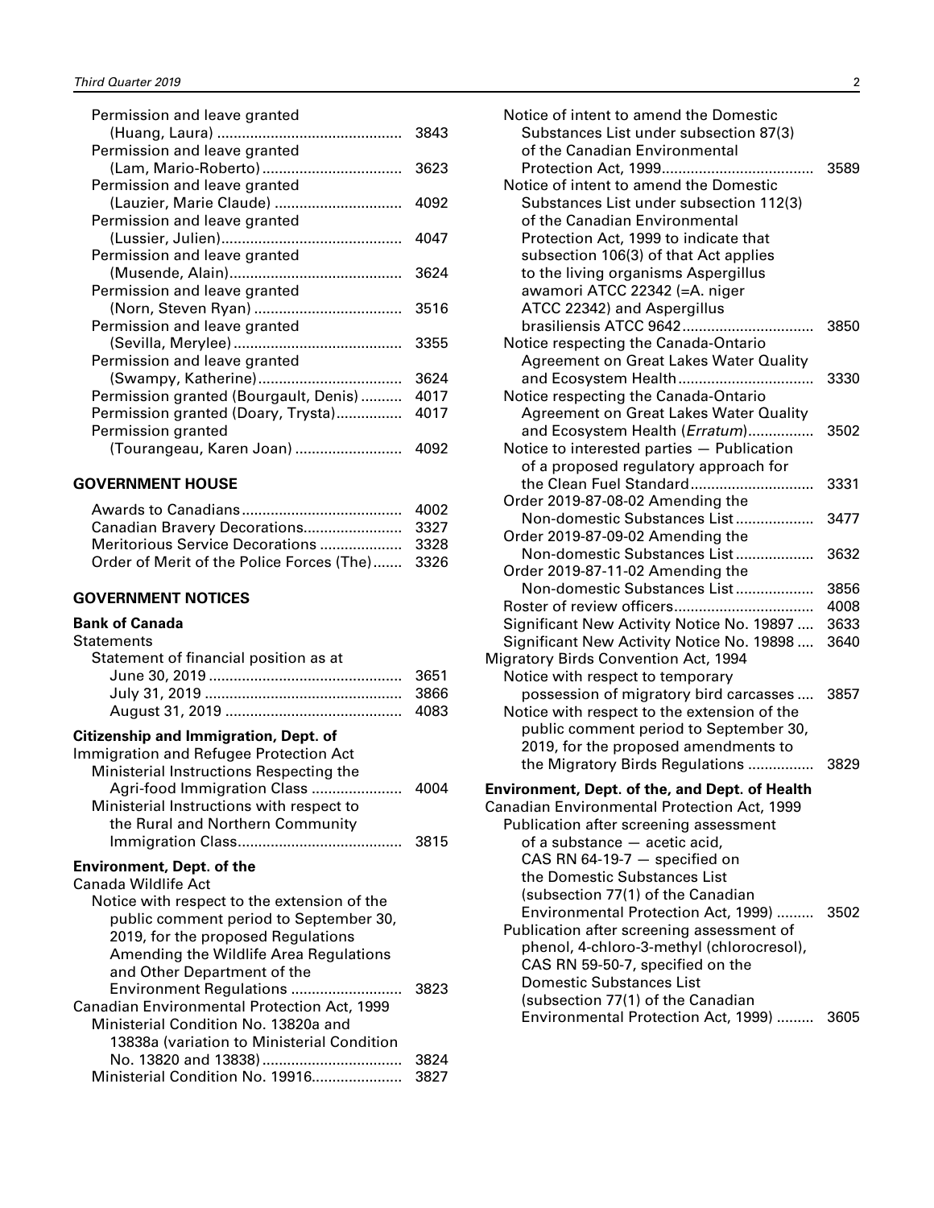Permission and leave granted (Huang, Laura) ............ 3843
Permission and leave granted (Lam, Mario-Roberto) ............ 3623
Permission and leave granted (Lauzier, Marie Claude) ............ 4092
Permission and leave granted (Lussier, Julien) ............ 4047
Permission and leave granted (Musende, Alain) ............ 3624
Permission and leave granted (Norn, Steven Ryan) ............ 3516
Permission and leave granted (Sevilla, Merylee) ............ 3355
Permission and leave granted (Swampy, Katherine) ............ 3624
Permission granted (Bourgault, Denis) ............ 4017
Permission granted (Doary, Trysta) ............ 4017
Permission granted (Tourangeau, Karen Joan) ............ 4092

### GOVERNMENT HOUSE

Awards to Canadians ............ 4002
Canadian Bravery Decorations ............ 3327
Meritorious Service Decorations ............ 3328
Order of Merit of the Police Forces (The) ............ 3326

### GOVERNMENT NOTICES

**Bank of Canada**

Statements

Statement of financial position as at
- June 30, 2019 ............ 3651
- July 31, 2019 ............ 3866
- August 31, 2019 ............ 4083

**Citizenship and Immigration, Dept. of**

Immigration and Refugee Protection Act

Ministerial Instructions Respecting the Agri-food Immigration Class ............ 4004
Ministerial Instructions with respect to the Rural and Northern Community Immigration Class ............ 3815

**Environment, Dept. of the**

Canada Wildlife Act

Notice with respect to the extension of the public comment period to September 30, 2019, for the proposed Regulations Amending the Wildlife Area Regulations and Other Department of the Environment Regulations ............ 3823

Canadian Environmental Protection Act, 1999

Ministerial Condition No. 13820a and 13838a (variation to Ministerial Condition No. 13820 and 13838) ............ 3824
Ministerial Condition No. 19916 ............ 3827
Notice of intent to amend the Domestic Substances List under subsection 87(3) of the Canadian Environmental Protection Act, 1999 ............ 3589
Notice of intent to amend the Domestic Substances List under subsection 112(3) of the Canadian Environmental Protection Act, 1999 to indicate that subsection 106(3) of that Act applies to the living organisms Aspergillus awamori ATCC 22342 (=A. niger ATCC 22342) and Aspergillus brasiliensis ATCC 9642 ............ 3850
Notice respecting the Canada-Ontario Agreement on Great Lakes Water Quality and Ecosystem Health ............ 3330
Notice respecting the Canada-Ontario Agreement on Great Lakes Water Quality and Ecosystem Health (*Erratum*) ............ 3502
Notice to interested parties — Publication of a proposed regulatory approach for the Clean Fuel Standard ............ 3331
Order 2019-87-08-02 Amending the Non-domestic Substances List ............ 3477
Order 2019-87-09-02 Amending the Non-domestic Substances List ............ 3632
Order 2019-87-11-02 Amending the Non-domestic Substances List ............ 3856
Roster of review officers ............ 4008
Significant New Activity Notice No. 19897 ............ 3633
Significant New Activity Notice No. 19898 ............ 3640

Migratory Birds Convention Act, 1994

Notice with respect to temporary possession of migratory bird carcasses ............ 3857
Notice with respect to the extension of the public comment period to September 30, 2019, for the proposed amendments to the Migratory Birds Regulations ............ 3829

**Environment, Dept. of the, and Dept. of Health**

Canadian Environmental Protection Act, 1999

Publication after screening assessment of a substance — acetic acid, CAS RN 64-19-7 — specified on the Domestic Substances List (subsection 77(1) of the Canadian Environmental Protection Act, 1999) ............ 3502
Publication after screening assessment of phenol, 4-chloro-3-methyl (chlorocresol), CAS RN 59-50-7, specified on the Domestic Substances List (subsection 77(1) of the Canadian Environmental Protection Act, 1999) ............ 3605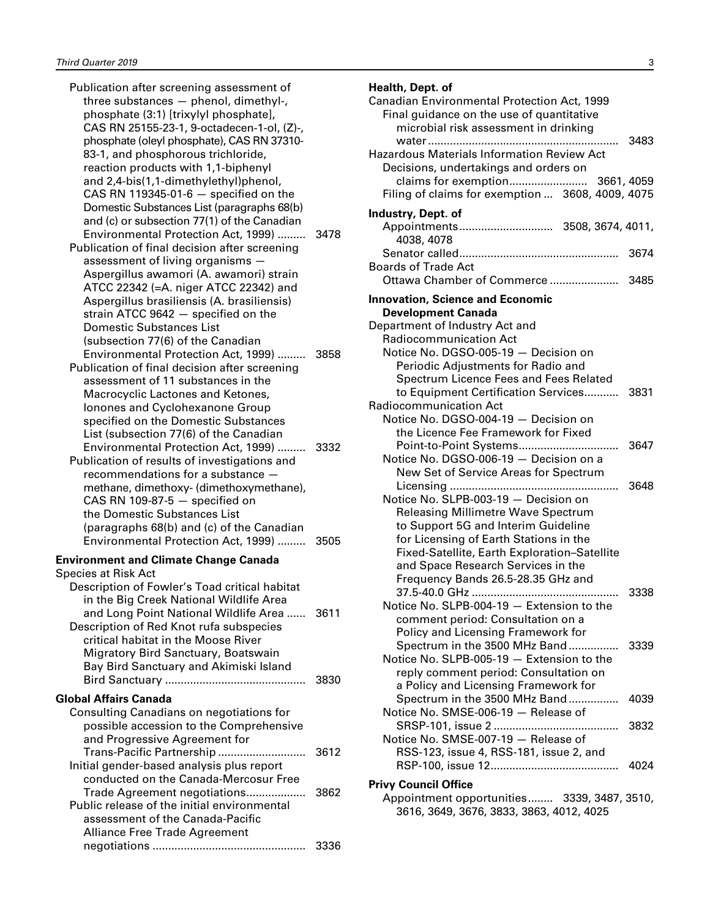Publication after screening assessment of three substances — phenol, dimethyl-, phosphate (3:1) [trixylyl phosphate], CAS RN 25155-23-1, 9-octadecen-1-ol, (Z)-, phosphate (oleyl phosphate), CAS RN 37310-83-1, and phosphorous trichloride, reaction products with 1,1-biphenyl and 2,4-bis(1,1-dimethylethyl)phenol, CAS RN 119345-01-6 — specified on the Domestic Substances List (paragraphs 68(b) and (c) or subsection 77(1) of the Canadian Environmental Protection Act, 1999) ......... 3478

Publication of final decision after screening assessment of living organisms — Aspergillus awamori (A. awamori) strain ATCC 22342 (=A. niger ATCC 22342) and Aspergillus brasiliensis (A. brasiliensis) strain ATCC 9642 — specified on the Domestic Substances List (subsection 77(6) of the Canadian Environmental Protection Act, 1999) ......... 3858

Publication of final decision after screening assessment of 11 substances in the Macrocyclic Lactones and Ketones, Ionones and Cyclohexanone Group specified on the Domestic Substances List (subsection 77(6) of the Canadian Environmental Protection Act, 1999) ......... 3332

Publication of results of investigations and recommendations for a substance — methane, dimethoxy- (dimethoxymethane), CAS RN 109-87-5 — specified on the Domestic Substances List (paragraphs 68(b) and (c) of the Canadian Environmental Protection Act, 1999) ......... 3505

**Environment and Climate Change Canada**

Species at Risk Act

Description of Fowler's Toad critical habitat in the Big Creek National Wildlife Area and Long Point National Wildlife Area ...... 3611

Description of Red Knot rufa subspecies critical habitat in the Moose River Migratory Bird Sanctuary, Boatswain Bay Bird Sanctuary and Akimiski Island Bird Sanctuary ............................................ 3830

**Global Affairs Canada**

Consulting Canadians on negotiations for possible accession to the Comprehensive and Progressive Agreement for Trans-Pacific Partnership ........................... 3612

Initial gender-based analysis plus report conducted on the Canada-Mercosur Free Trade Agreement negotiations.................. 3862

Public release of the initial environmental assessment of the Canada-Pacific Alliance Free Trade Agreement negotiations ................................................ 3336

**Health, Dept. of**

Canadian Environmental Protection Act, 1999

Final guidance on the use of quantitative microbial risk assessment in drinking water ............................................................ 3483

Hazardous Materials Information Review Act

Decisions, undertakings and orders on claims for exemption........................ 3661, 4059

Filing of claims for exemption ... 3608, 4009, 4075

**Industry, Dept. of**

Appointments............................. 3508, 3674, 4011, 4038, 4078

Senator called.................................................. 3674

Boards of Trade Act

Ottawa Chamber of Commerce ...................... 3485

**Innovation, Science and Economic Development Canada**

Department of Industry Act and Radiocommunication Act

Notice No. DGSO-005-19 — Decision on Periodic Adjustments for Radio and Spectrum Licence Fees and Fees Related to Equipment Certification Services........... 3831

Radiocommunication Act

Notice No. DGSO-004-19 — Decision on the Licence Fee Framework for Fixed Point-to-Point Systems............................... 3647

Notice No. DGSO-006-19 — Decision on a New Set of Service Areas for Spectrum Licensing ..................................................... 3648

Notice No. SLPB-003-19 — Decision on Releasing Millimetre Wave Spectrum to Support 5G and Interim Guideline for Licensing of Earth Stations in the Fixed-Satellite, Earth Exploration–Satellite and Space Research Services in the Frequency Bands 26.5-28.35 GHz and 37.5-40.0 GHz .............................................. 3338

Notice No. SLPB-004-19 — Extension to the comment period: Consultation on a Policy and Licensing Framework for Spectrum in the 3500 MHz Band ................ 3339

Notice No. SLPB-005-19 — Extension to the reply comment period: Consultation on a Policy and Licensing Framework for Spectrum in the 3500 MHz Band ................ 4039

Notice No. SMSE-006-19 — Release of SRSP-101, issue 2 ....................................... 3832

Notice No. SMSE-007-19 — Release of RSS-123, issue 4, RSS-181, issue 2, and RSP-100, issue 12........................................ 4024

**Privy Council Office**

Appointment opportunities........ 3339, 3487, 3510, 3616, 3649, 3676, 3833, 3863, 4012, 4025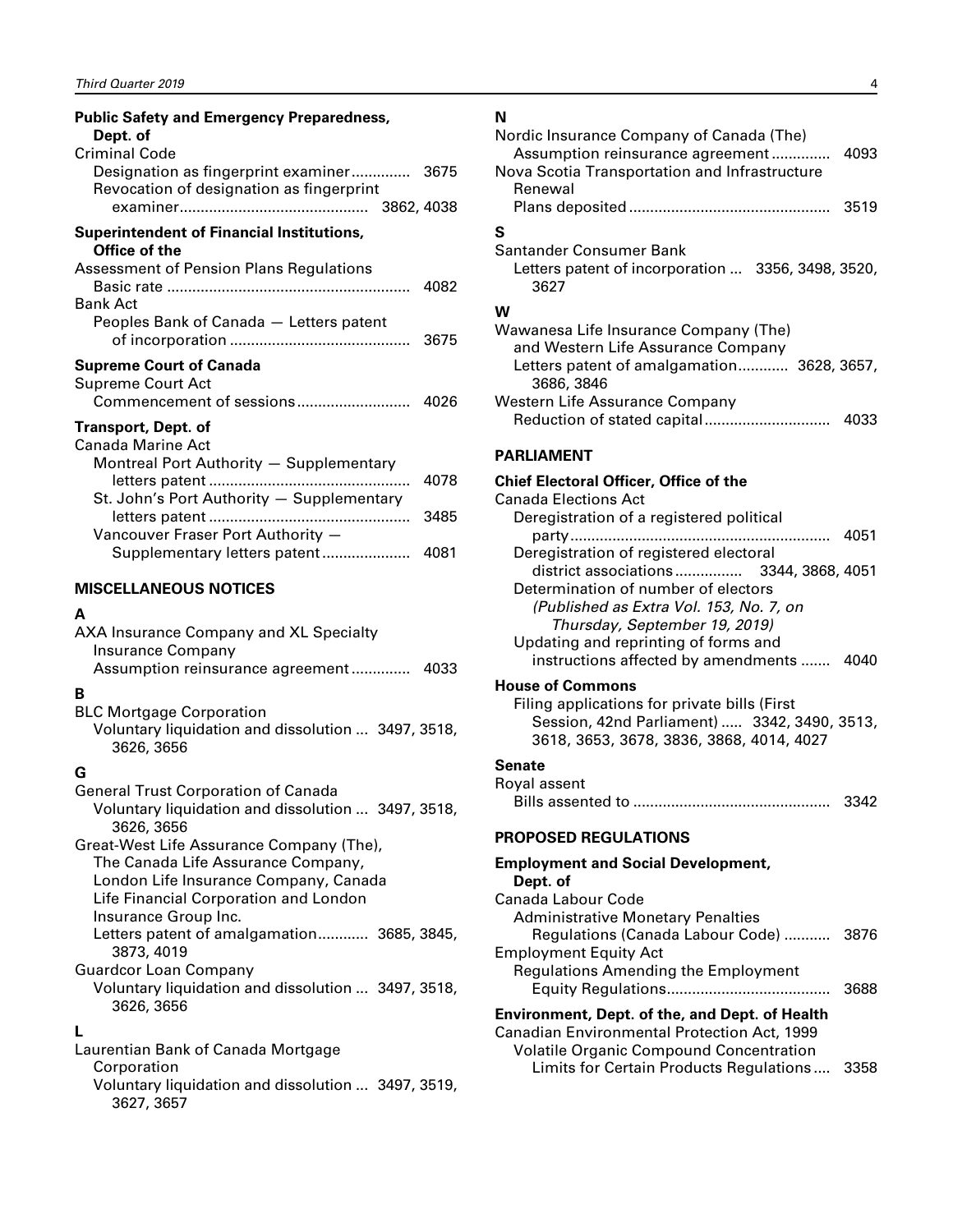**Public Safety and Emergency Preparedness, Dept. of**

Criminal Code
- Designation as fingerprint examiner ............. 3675
- Revocation of designation as fingerprint examiner ............. 3862, 4038

**Superintendent of Financial Institutions, Office of the**

Assessment of Pension Plans Regulations
- Basic rate ............. 4082

Bank Act
- Peoples Bank of Canada — Letters patent of incorporation ............. 3675

**Supreme Court of Canada**

Supreme Court Act
- Commencement of sessions ............. 4026

**Transport, Dept. of**

Canada Marine Act
- Montreal Port Authority — Supplementary letters patent ............. 4078
- St. John's Port Authority — Supplementary letters patent ............. 3485
- Vancouver Fraser Port Authority — Supplementary letters patent ............. 4081

## MISCELLANEOUS NOTICES

### A

AXA Insurance Company and XL Specialty Insurance Company
- Assumption reinsurance agreement ............. 4033

### B

BLC Mortgage Corporation
- Voluntary liquidation and dissolution ... 3497, 3518, 3626, 3656

### G

General Trust Corporation of Canada
- Voluntary liquidation and dissolution ... 3497, 3518, 3626, 3656

Great-West Life Assurance Company (The), The Canada Life Assurance Company, London Life Insurance Company, Canada Life Financial Corporation and London Insurance Group Inc.
- Letters patent of amalgamation ............. 3685, 3845, 3873, 4019

Guardcor Loan Company
- Voluntary liquidation and dissolution ... 3497, 3518, 3626, 3656

### L

Laurentian Bank of Canada Mortgage Corporation
- Voluntary liquidation and dissolution ... 3497, 3519, 3627, 3657

### N

Nordic Insurance Company of Canada (The)
- Assumption reinsurance agreement ............. 4093

Nova Scotia Transportation and Infrastructure Renewal
- Plans deposited ............. 3519

### S

Santander Consumer Bank
- Letters patent of incorporation ... 3356, 3498, 3520, 3627

### W

Wawanesa Life Insurance Company (The) and Western Life Assurance Company
- Letters patent of amalgamation ............. 3628, 3657, 3686, 3846

Western Life Assurance Company
- Reduction of stated capital ............. 4033

## PARLIAMENT

**Chief Electoral Officer, Office of the**

Canada Elections Act
- Deregistration of a registered political party ............. 4051
- Deregistration of registered electoral district associations ............. 3344, 3868, 4051
- Determination of number of electors *(Published as Extra Vol. 153, No. 7, on Thursday, September 19, 2019)*
- Updating and reprinting of forms and instructions affected by amendments ....... 4040

**House of Commons**

- Filing applications for private bills (First Session, 42nd Parliament) ..... 3342, 3490, 3513, 3618, 3653, 3678, 3836, 3868, 4014, 4027

**Senate**

Royal assent
- Bills assented to ............. 3342

## PROPOSED REGULATIONS

**Employment and Social Development, Dept. of**

Canada Labour Code
- Administrative Monetary Penalties Regulations (Canada Labour Code) ........... 3876

Employment Equity Act
- Regulations Amending the Employment Equity Regulations ............. 3688

**Environment, Dept. of the, and Dept. of Health**

Canadian Environmental Protection Act, 1999
- Volatile Organic Compound Concentration Limits for Certain Products Regulations .... 3358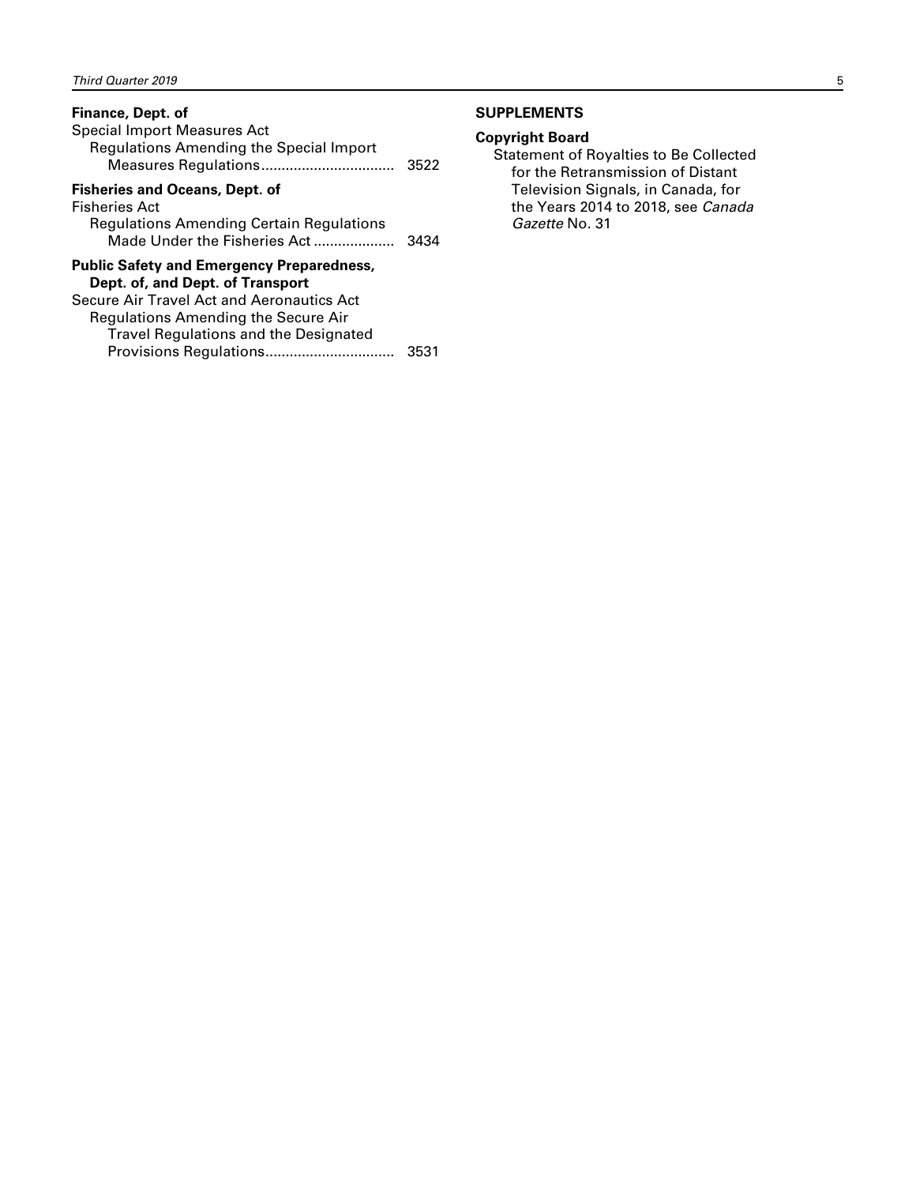**Finance, Dept. of**

Special Import Measures Act

Regulations Amending the Special Import Measures Regulations................................ 3522

**Fisheries and Oceans, Dept. of**

Fisheries Act

Regulations Amending Certain Regulations Made Under the Fisheries Act .................... 3434

**Public Safety and Emergency Preparedness, Dept. of, and Dept. of Transport**

Secure Air Travel Act and Aeronautics Act

Regulations Amending the Secure Air Travel Regulations and the Designated Provisions Regulations............................... 3531

**SUPPLEMENTS**

**Copyright Board**

Statement of Royalties to Be Collected for the Retransmission of Distant Television Signals, in Canada, for the Years 2014 to 2018, see *Canada Gazette* No. 31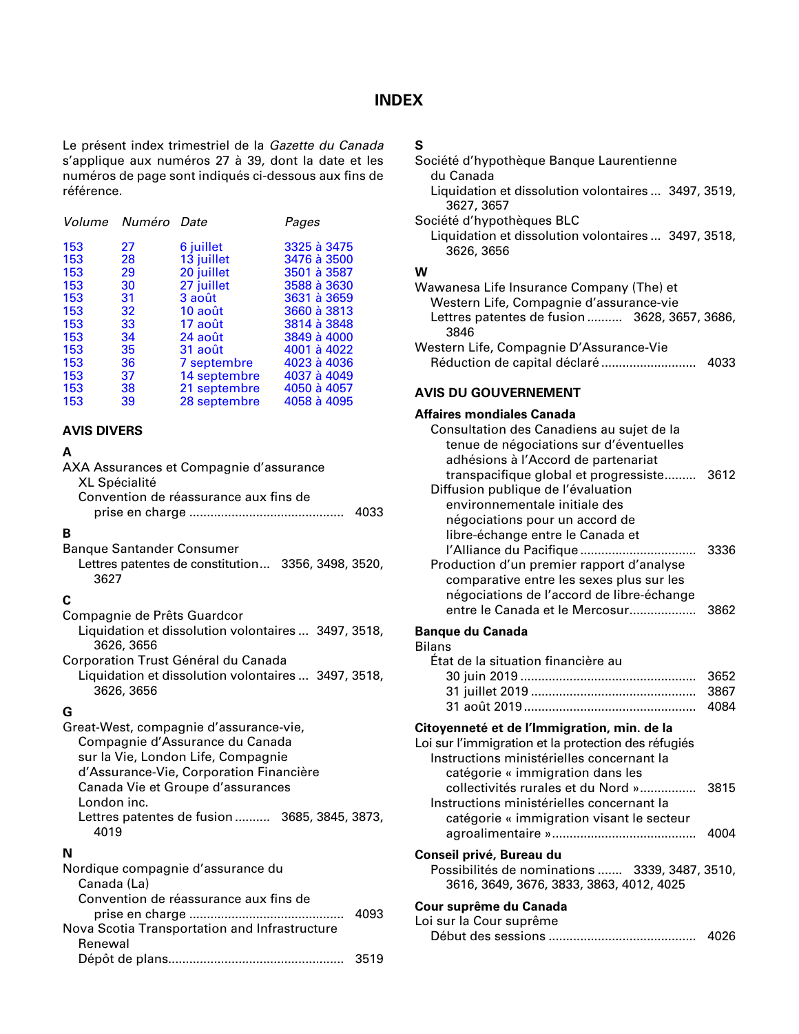# INDEX

Le présent index trimestriel de la *Gazette du Canada* s'applique aux numéros 27 à 39, dont la date et les numéros de page sont indiqués ci-dessous aux fins de référence.

| *Volume* | *Numéro* | *Date* | *Pages* |
|---|---|---|---|
| 153 | 27 | 6 juillet | 3325 à 3475 |
| 153 | 28 | 13 juillet | 3476 à 3500 |
| 153 | 29 | 20 juillet | 3501 à 3587 |
| 153 | 30 | 27 juillet | 3588 à 3630 |
| 153 | 31 | 3 août | 3631 à 3659 |
| 153 | 32 | 10 août | 3660 à 3813 |
| 153 | 33 | 17 août | 3814 à 3848 |
| 153 | 34 | 24 août | 3849 à 4000 |
| 153 | 35 | 31 août | 4001 à 4022 |
| 153 | 36 | 7 septembre | 4023 à 4036 |
| 153 | 37 | 14 septembre | 4037 à 4049 |
| 153 | 38 | 21 septembre | 4050 à 4057 |
| 153 | 39 | 28 septembre | 4058 à 4095 |

## AVIS DIVERS

**A**

AXA Assurances et Compagnie d'assurance XL Spécialité
- Convention de réassurance aux fins de prise en charge ... 4033

**B**

Banque Santander Consumer
- Lettres patentes de constitution... 3356, 3498, 3520, 3627

**C**

Compagnie de Prêts Guardcor
- Liquidation et dissolution volontaires ... 3497, 3518, 3626, 3656

Corporation Trust Général du Canada
- Liquidation et dissolution volontaires ... 3497, 3518, 3626, 3656

**G**

Great-West, compagnie d'assurance-vie, Compagnie d'Assurance du Canada sur la Vie, London Life, Compagnie d'Assurance-Vie, Corporation Financière Canada Vie et Groupe d'assurances London inc.
- Lettres patentes de fusion .......... 3685, 3845, 3873, 4019

**N**

Nordique compagnie d'assurance du Canada (La)
- Convention de réassurance aux fins de prise en charge ... 4093

Nova Scotia Transportation and Infrastructure Renewal
- Dépôt de plans... 3519

**S**

Société d'hypothèque Banque Laurentienne du Canada
- Liquidation et dissolution volontaires ... 3497, 3519, 3627, 3657

Société d'hypothèques BLC
- Liquidation et dissolution volontaires ... 3497, 3518, 3626, 3656

**W**

Wawanesa Life Insurance Company (The) et Western Life, Compagnie d'assurance-vie
- Lettres patentes de fusion .......... 3628, 3657, 3686, 3846

Western Life, Compagnie D'Assurance-Vie
- Réduction de capital déclaré ... 4033

## AVIS DU GOUVERNEMENT

**Affaires mondiales Canada**
- Consultation des Canadiens au sujet de la tenue de négociations sur d'éventuelles adhésions à l'Accord de partenariat transpacifique global et progressiste......... 3612
- Diffusion publique de l'évaluation environnementale initiale des négociations pour un accord de libre-échange entre le Canada et l'Alliance du Pacifique ... 3336
- Production d'un premier rapport d'analyse comparative entre les sexes plus sur les négociations de l'accord de libre-échange entre le Canada et le Mercosur... 3862

**Banque du Canada**

Bilans
- État de la situation financière au
  - 30 juin 2019 ... 3652
  - 31 juillet 2019 ... 3867
  - 31 août 2019 ... 4084

**Citoyenneté et de l'Immigration, min. de la**

Loi sur l'immigration et la protection des réfugiés
- Instructions ministérielles concernant la catégorie « immigration dans les collectivités rurales et du Nord »... 3815
- Instructions ministérielles concernant la catégorie « immigration visant le secteur agroalimentaire »... 4004

**Conseil privé, Bureau du**
- Possibilités de nominations ....... 3339, 3487, 3510, 3616, 3649, 3676, 3833, 3863, 4012, 4025

**Cour suprême du Canada**

Loi sur la Cour suprême
- Début des sessions ... 4026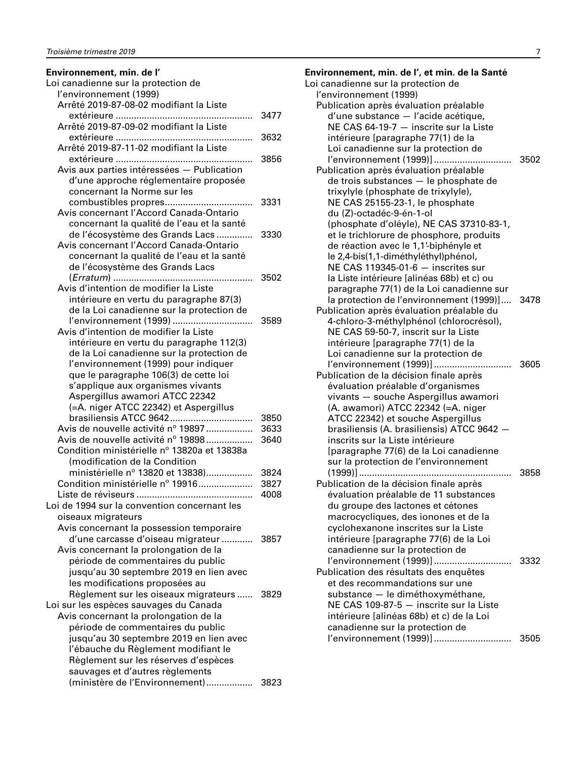**Environnement, min. de l'**

Loi canadienne sur la protection de l'environnement (1999)

- Arrêté 2019-87-08-02 modifiant la Liste extérieure ........ 3477
- Arrêté 2019-87-09-02 modifiant la Liste extérieure ........ 3632
- Arrêté 2019-87-11-02 modifiant la Liste extérieure ........ 3856
- Avis aux parties intéressées — Publication d'une approche réglementaire proposée concernant la Norme sur les combustibles propres........ 3331
- Avis concernant l'Accord Canada-Ontario concernant la qualité de l'eau et la santé de l'écosystème des Grands Lacs ........ 3330
- Avis concernant l'Accord Canada-Ontario concernant la qualité de l'eau et la santé de l'écosystème des Grands Lacs (*Erratum*) ........ 3502
- Avis d'intention de modifier la Liste intérieure en vertu du paragraphe 87(3) de la Loi canadienne sur la protection de l'environnement (1999) ........ 3589
- Avis d'intention de modifier la Liste intérieure en vertu du paragraphe 112(3) de la Loi canadienne sur la protection de l'environnement (1999) pour indiquer que le paragraphe 106(3) de cette loi s'applique aux organismes vivants Aspergillus awamori ATCC 22342 (=A. niger ATCC 22342) et Aspergillus brasiliensis ATCC 9642........ 3850
- Avis de nouvelle activité n° 19897........ 3633
- Avis de nouvelle activité n° 19898........ 3640
- Condition ministérielle n° 13820a et 13838a (modification de la Condition ministérielle n° 13820 et 13838)........ 3824
- Condition ministérielle n° 19916........ 3827
- Liste de réviseurs ........ 4008

Loi de 1994 sur la convention concernant les oiseaux migrateurs

- Avis concernant la possession temporaire d'une carcasse d'oiseau migrateur ........ 3857
- Avis concernant la prolongation de la période de commentaires du public jusqu'au 30 septembre 2019 en lien avec les modifications proposées au Règlement sur les oiseaux migrateurs ........ 3829

Loi sur les espèces sauvages du Canada

- Avis concernant la prolongation de la période de commentaires du public jusqu'au 30 septembre 2019 en lien avec l'ébauche du Règlement modifiant le Règlement sur les réserves d'espèces sauvages et d'autres règlements (ministère de l'Environnement)........ 3823

**Environnement, min. de l', et min. de la Santé**

Loi canadienne sur la protection de l'environnement (1999)

- Publication après évaluation préalable d'une substance — l'acide acétique, NE CAS 64-19-7 — inscrite sur la Liste intérieure [paragraphe 77(1) de la Loi canadienne sur la protection de l'environnement (1999)] ........ 3502
- Publication après évaluation préalable de trois substances — le phosphate de trixylyle (phosphate de trixylyle), NE CAS 25155-23-1, le phosphate du (Z)-octadéc-9-én-1-ol (phosphate d'oléyle), NE CAS 37310-83-1, et le trichlorure de phosphore, produits de réaction avec le 1,1'-biphényle et le 2,4-bis(1,1-diméthyléthyl)phénol, NE CAS 119345-01-6 — inscrites sur la Liste intérieure [alinéas 68b) et c) ou paragraphe 77(1) de la Loi canadienne sur la protection de l'environnement (1999)]........ 3478
- Publication après évaluation préalable du 4-chloro-3-méthylphénol (chlorocrésol), NE CAS 59-50-7, inscrit sur la Liste intérieure [paragraphe 77(1) de la Loi canadienne sur la protection de l'environnement (1999)] ........ 3605
- Publication de la décision finale après évaluation préalable d'organismes vivants — souche Aspergillus awamori (A. awamori) ATCC 22342 (=A. niger ATCC 22342) et souche Aspergillus brasiliensis (A. brasiliensis) ATCC 9642 — inscrits sur la Liste intérieure [paragraphe 77(6) de la Loi canadienne sur la protection de l'environnement (1999)] ........ 3858
- Publication de la décision finale après évaluation préalable de 11 substances du groupe des lactones et cétones macrocycliques, des ionones et de la cyclohexanone inscrites sur la Liste intérieure [paragraphe 77(6) de la Loi canadienne sur la protection de l'environnement (1999)] ........ 3332
- Publication des résultats des enquêtes et des recommandations sur une substance — le diméthoxyméthane, NE CAS 109-87-5 — inscrite sur la Liste intérieure [alinéas 68b) et c) de la Loi canadienne sur la protection de l'environnement (1999)] ........ 3505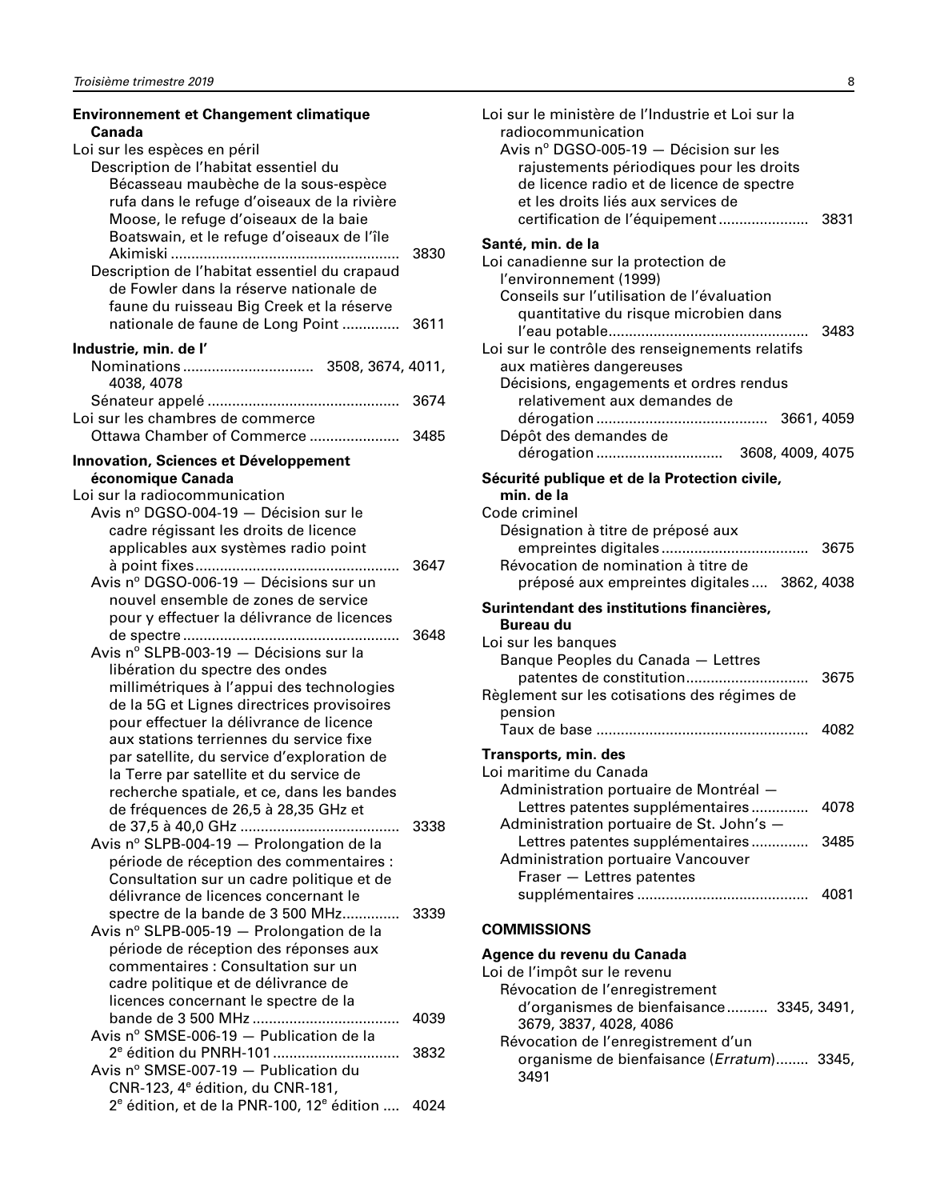**Environnement et Changement climatique Canada**

Loi sur les espèces en péril

- Description de l'habitat essentiel du Bécasseau maubèche de la sous-espèce rufa dans le refuge d'oiseaux de la rivière Moose, le refuge d'oiseaux de la baie Boatswain, et le refuge d'oiseaux de l'île Akimiski ........ 3830
- Description de l'habitat essentiel du crapaud de Fowler dans la réserve nationale de faune du ruisseau Big Creek et la réserve nationale de faune de Long Point ........ 3611

**Industrie, min. de l'**

- Nominations ........ 3508, 3674, 4011, 4038, 4078
- Sénateur appelé ........ 3674

Loi sur les chambres de commerce

- Ottawa Chamber of Commerce ........ 3485

**Innovation, Sciences et Développement économique Canada**

Loi sur la radiocommunication

- Avis nº DGSO-004-19 — Décision sur le cadre régissant les droits de licence applicables aux systèmes radio point à point fixes ........ 3647
- Avis nº DGSO-006-19 — Décisions sur un nouvel ensemble de zones de service pour y effectuer la délivrance de licences de spectre ........ 3648
- Avis nº SLPB-003-19 — Décisions sur la libération du spectre des ondes millimétriques à l'appui des technologies de la 5G et Lignes directrices provisoires pour effectuer la délivrance de licence aux stations terriennes du service fixe par satellite, du service d'exploration de la Terre par satellite et du service de recherche spatiale, et ce, dans les bandes de fréquences de 26,5 à 28,35 GHz et de 37,5 à 40,0 GHz ........ 3338
- Avis nº SLPB-004-19 — Prolongation de la période de réception des commentaires : Consultation sur un cadre politique et de délivrance de licences concernant le spectre de la bande de 3 500 MHz ........ 3339
- Avis nº SLPB-005-19 — Prolongation de la période de réception des réponses aux commentaires : Consultation sur un cadre politique et de délivrance de licences concernant le spectre de la bande de 3 500 MHz ........ 4039
- Avis nº SMSE-006-19 — Publication de la 2e édition du PNRH-101 ........ 3832
- Avis nº SMSE-007-19 — Publication du CNR-123, 4e édition, du CNR-181, 2e édition, et de la PNR-100, 12e édition ........ 4024

Loi sur le ministère de l'Industrie et Loi sur la radiocommunication

- Avis nº DGSO-005-19 — Décision sur les rajustements périodiques pour les droits de licence radio et de licence de spectre et les droits liés aux services de certification de l'équipement ........ 3831

**Santé, min. de la**

Loi canadienne sur la protection de l'environnement (1999)

- Conseils sur l'utilisation de l'évaluation quantitative du risque microbien dans l'eau potable ........ 3483

Loi sur le contrôle des renseignements relatifs aux matières dangereuses

- Décisions, engagements et ordres rendus relativement aux demandes de dérogation ........ 3661, 4059
- Dépôt des demandes de dérogation ........ 3608, 4009, 4075

**Sécurité publique et de la Protection civile, min. de la**

Code criminel

- Désignation à titre de préposé aux empreintes digitales ........ 3675
- Révocation de nomination à titre de préposé aux empreintes digitales ........ 3862, 4038

**Surintendant des institutions financières, Bureau du**

Loi sur les banques

- Banque Peoples du Canada — Lettres patentes de constitution ........ 3675

Règlement sur les cotisations des régimes de pension

- Taux de base ........ 4082

**Transports, min. des**

Loi maritime du Canada

- Administration portuaire de Montréal — Lettres patentes supplémentaires ........ 4078
- Administration portuaire de St. John's — Lettres patentes supplémentaires ........ 3485
- Administration portuaire Vancouver Fraser — Lettres patentes supplémentaires ........ 4081

## COMMISSIONS

**Agence du revenu du Canada**

Loi de l'impôt sur le revenu

- Révocation de l'enregistrement d'organismes de bienfaisance ........ 3345, 3491, 3679, 3837, 4028, 4086
- Révocation de l'enregistrement d'un organisme de bienfaisance (*Erratum*) ........ 3345, 3491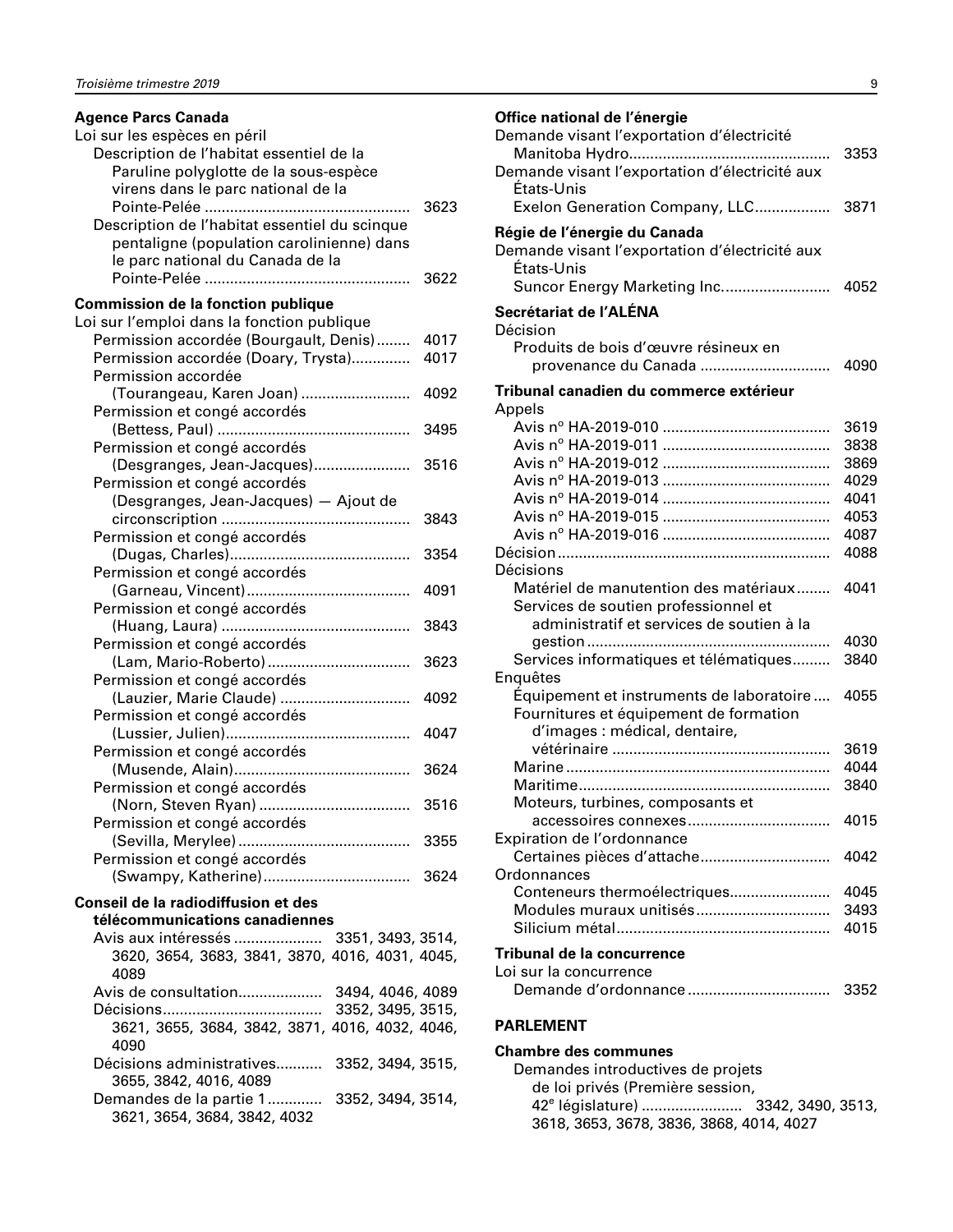**Agence Parcs Canada**

Loi sur les espèces en péril

- Description de l'habitat essentiel de la Paruline polyglotte de la sous-espèce virens dans le parc national de la Pointe-Pelée ................................................ 3623
- Description de l'habitat essentiel du scinque pentaligne (population carolinienne) dans le parc national du Canada de la Pointe-Pelée ................................................ 3622

**Commission de la fonction publique**

Loi sur l'emploi dans la fonction publique

- Permission accordée (Bourgault, Denis)........ 4017
- Permission accordée (Doary, Trysta)............. 4017
- Permission accordée (Tourangeau, Karen Joan) .......................... 4092
- Permission et congé accordés (Bettess, Paul) ............................................. 3495
- Permission et congé accordés (Desgranges, Jean-Jacques)....................... 3516
- Permission et congé accordés (Desgranges, Jean-Jacques) — Ajout de circonscription ............................................ 3843
- Permission et congé accordés (Dugas, Charles)........................................... 3354
- Permission et congé accordés (Garneau, Vincent)....................................... 4091
- Permission et congé accordés (Huang, Laura) ............................................. 3843
- Permission et congé accordés (Lam, Mario-Roberto).................................. 3623
- Permission et congé accordés (Lauzier, Marie Claude) ............................... 4092
- Permission et congé accordés (Lussier, Julien)........................................... 4047
- Permission et congé accordés (Musende, Alain).......................................... 3624
- Permission et congé accordés (Norn, Steven Ryan) .................................... 3516
- Permission et congé accordés (Sevilla, Merylee)......................................... 3355
- Permission et congé accordés (Swampy, Katherine)................................... 3624

**Conseil de la radiodiffusion et des télécommunications canadiennes**

- Avis aux intéressés ..................... 3351, 3493, 3514, 3620, 3654, 3683, 3841, 3870, 4016, 4031, 4045, 4089
- Avis de consultation.................... 3494, 4046, 4089
- Décisions...................................... 3352, 3495, 3515, 3621, 3655, 3684, 3842, 3871, 4016, 4032, 4046, 4090
- Décisions administratives........... 3352, 3494, 3515, 3655, 3842, 4016, 4089
- Demandes de la partie 1............. 3352, 3494, 3514, 3621, 3654, 3684, 3842, 4032

**Office national de l'énergie**

Demande visant l'exportation d'électricité

- Manitoba Hydro............................................... 3353

Demande visant l'exportation d'électricité aux États-Unis

- Exelon Generation Company, LLC.................. 3871

**Régie de l'énergie du Canada**

Demande visant l'exportation d'électricité aux États-Unis

- Suncor Energy Marketing Inc.......................... 4052

**Secrétariat de l'ALÉNA**

Décision

- Produits de bois d'œuvre résineux en provenance du Canada .............................. 4090

**Tribunal canadien du commerce extérieur**

Appels

- Avis n° HA-2019-010 ....................................... 3619
- Avis n° HA-2019-011 ....................................... 3838
- Avis n° HA-2019-012 ....................................... 3869
- Avis n° HA-2019-013 ....................................... 4029
- Avis n° HA-2019-014 ....................................... 4041
- Avis n° HA-2019-015 ....................................... 4053
- Avis n° HA-2019-016 ....................................... 4087

Décision................................................................ 4088

Décisions

- Matériel de manutention des matériaux........ 4041
- Services de soutien professionnel et administratif et services de soutien à la gestion......................................................... 4030
- Services informatiques et télématiques......... 3840

Enquêtes

- Équipement et instruments de laboratoire .... 4055
- Fournitures et équipement de formation d'images : médical, dentaire, vétérinaire ................................................... 3619
- Marine .............................................................. 4044
- Maritime........................................................... 3840
- Moteurs, turbines, composants et accessoires connexes................................. 4015

Expiration de l'ordonnance

- Certaines pièces d'attache.............................. 4042

Ordonnances

- Conteneurs thermoélectriques........................ 4045
- Modules muraux unitisés................................ 3493
- Silicium métal.................................................. 4015

**Tribunal de la concurrence**

Loi sur la concurrence

- Demande d'ordonnance ................................. 3352

**PARLEMENT**

**Chambre des communes**

- Demandes introductives de projets de loi privés (Première session, 42e législature) ........................ 3342, 3490, 3513, 3618, 3653, 3678, 3836, 3868, 4014, 4027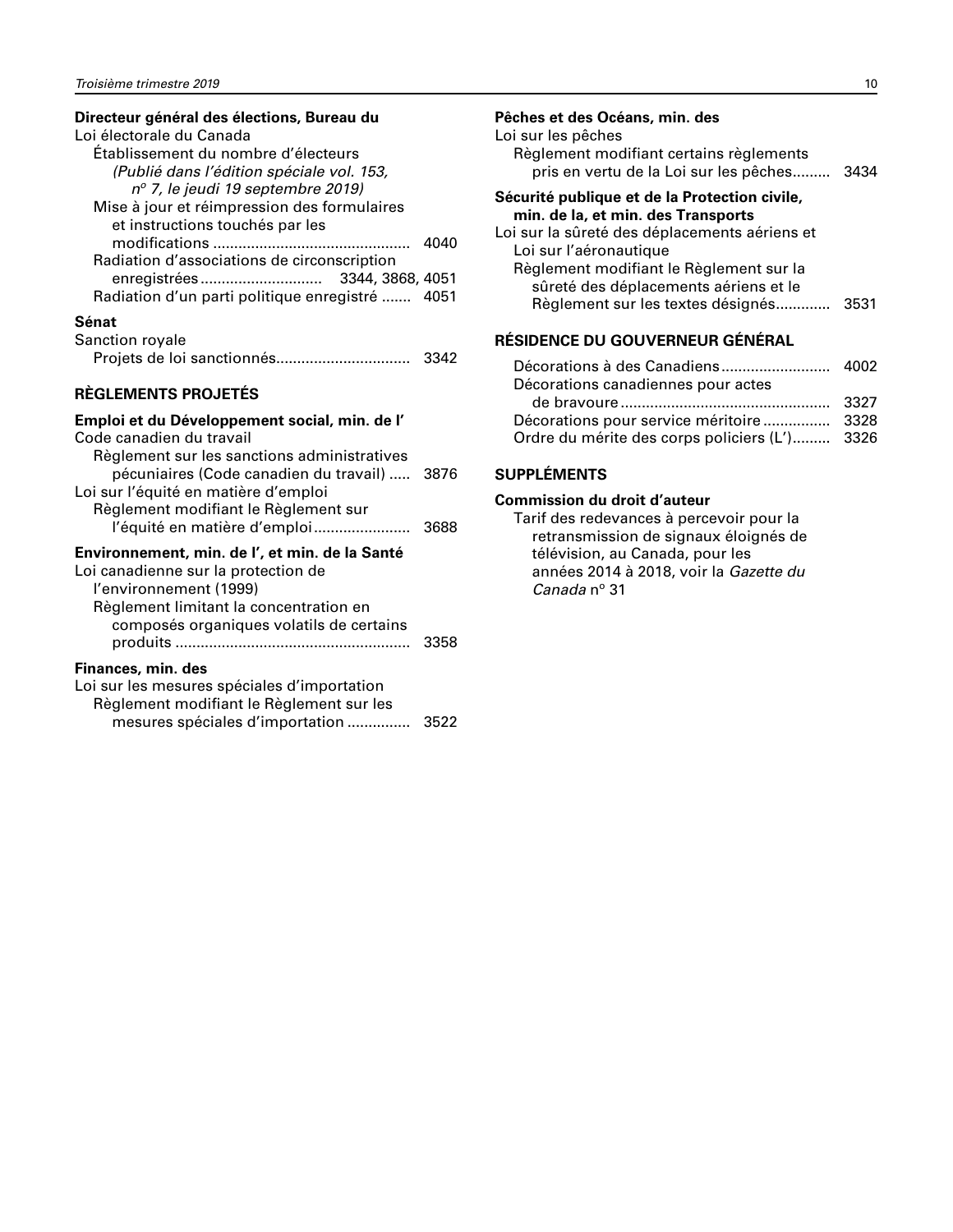**Directeur général des élections, Bureau du**

Loi électorale du Canada

Établissement du nombre d'électeurs *(Publié dans l'édition spéciale vol. 153, nº 7, le jeudi 19 septembre 2019)*

Mise à jour et réimpression des formulaires et instructions touchés par les modifications .............................................. 4040

Radiation d'associations de circonscription enregistrées ............................ 3344, 3868, 4051

Radiation d'un parti politique enregistré ....... 4051

**Sénat**

Sanction royale

Projets de loi sanctionnés................................ 3342

## RÈGLEMENTS PROJETÉS

**Emploi et du Développement social, min. de l'**

Code canadien du travail

Règlement sur les sanctions administratives pécuniaires (Code canadien du travail) ..... 3876

Loi sur l'équité en matière d'emploi

Règlement modifiant le Règlement sur l'équité en matière d'emploi....................... 3688

**Environnement, min. de l', et min. de la Santé**

Loi canadienne sur la protection de l'environnement (1999)

Règlement limitant la concentration en composés organiques volatils de certains produits ....................................................... 3358

**Finances, min. des**

Loi sur les mesures spéciales d'importation

Règlement modifiant le Règlement sur les mesures spéciales d'importation ............... 3522

**Pêches et des Océans, min. des**

Loi sur les pêches

Règlement modifiant certains règlements pris en vertu de la Loi sur les pêches......... 3434

**Sécurité publique et de la Protection civile, min. de la, et min. des Transports**

Loi sur la sûreté des déplacements aériens et Loi sur l'aéronautique

Règlement modifiant le Règlement sur la sûreté des déplacements aériens et le Règlement sur les textes désignés............. 3531

## RÉSIDENCE DU GOUVERNEUR GÉNÉRAL

Décorations à des Canadiens.......................... 4002

Décorations canadiennes pour actes de bravoure ................................................. 3327

Décorations pour service méritoire ................ 3328

Ordre du mérite des corps policiers (L')......... 3326

## SUPPLÉMENTS

**Commission du droit d'auteur**

Tarif des redevances à percevoir pour la retransmission de signaux éloignés de télévision, au Canada, pour les années 2014 à 2018, voir la *Gazette du Canada* nº 31